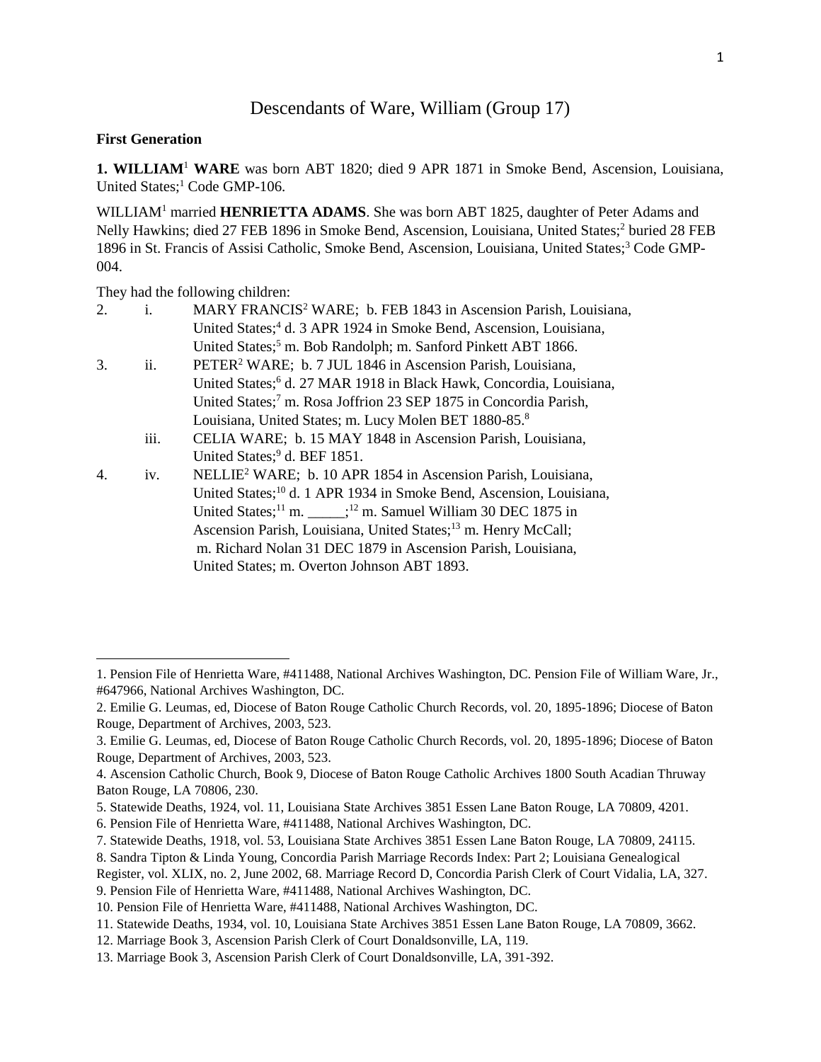# Descendants of Ware, William (Group 17)

**First Generation**

**1. WILLIAM[1] WARE** was born ABT 1820; died 9 APR 1871 in Smoke Bend, Ascension, Louisiana, United States;[1] Code GMP-106.

WILLIAM[1] married **HENRIETTA ADAMS**. She was born ABT 1825, daughter of Peter Adams and Nelly Hawkins; died 27 FEB 1896 in Smoke Bend, Ascension, Louisiana, United States;[2] buried 28 FEB 1896 in St. Francis of Assisi Catholic, Smoke Bend, Ascension, Louisiana, United States;[3] Code GMP-004.

They had the following children:

2. i. MARY FRANCIS[2] WARE; b. FEB 1843 in Ascension Parish, Louisiana, United States;[4] d. 3 APR 1924 in Smoke Bend, Ascension, Louisiana, United States;[5] m. Bob Randolph; m. Sanford Pinkett ABT 1866.

3. ii. PETER[2] WARE; b. 7 JUL 1846 in Ascension Parish, Louisiana, United States;[6] d. 27 MAR 1918 in Black Hawk, Concordia, Louisiana, United States;[7] m. Rosa Joffrion 23 SEP 1875 in Concordia Parish, Louisiana, United States; m. Lucy Molen BET 1880-85.[8]

iii. CELIA WARE; b. 15 MAY 1848 in Ascension Parish, Louisiana, United States;[9] d. BEF 1851.

4. iv. NELLIE[2] WARE; b. 10 APR 1854 in Ascension Parish, Louisiana, United States;[10] d. 1 APR 1934 in Smoke Bend, Ascension, Louisiana, United States;[11] m. _____;[12] m. Samuel William 30 DEC 1875 in Ascension Parish, Louisiana, United States;[13] m. Henry McCall; m. Richard Nolan 31 DEC 1879 in Ascension Parish, Louisiana, United States; m. Overton Johnson ABT 1893.

---

1. Pension File of Henrietta Ware, #411488, National Archives Washington, DC. Pension File of William Ware, Jr., #647966, National Archives Washington, DC.
2. Emilie G. Leumas, ed, Diocese of Baton Rouge Catholic Church Records, vol. 20, 1895-1896; Diocese of Baton Rouge, Department of Archives, 2003, 523.
3. Emilie G. Leumas, ed, Diocese of Baton Rouge Catholic Church Records, vol. 20, 1895-1896; Diocese of Baton Rouge, Department of Archives, 2003, 523.
4. Ascension Catholic Church, Book 9, Diocese of Baton Rouge Catholic Archives 1800 South Acadian Thruway Baton Rouge, LA 70806, 230.
5. Statewide Deaths, 1924, vol. 11, Louisiana State Archives 3851 Essen Lane Baton Rouge, LA 70809, 4201.
6. Pension File of Henrietta Ware, #411488, National Archives Washington, DC.
7. Statewide Deaths, 1918, vol. 53, Louisiana State Archives 3851 Essen Lane Baton Rouge, LA 70809, 24115.
8. Sandra Tipton & Linda Young, Concordia Parish Marriage Records Index: Part 2; Louisiana Genealogical Register, vol. XLIX, no. 2, June 2002, 68. Marriage Record D, Concordia Parish Clerk of Court Vidalia, LA, 327.
9. Pension File of Henrietta Ware, #411488, National Archives Washington, DC.
10. Pension File of Henrietta Ware, #411488, National Archives Washington, DC.
11. Statewide Deaths, 1934, vol. 10, Louisiana State Archives 3851 Essen Lane Baton Rouge, LA 70809, 3662.
12. Marriage Book 3, Ascension Parish Clerk of Court Donaldsonville, LA, 119.
13. Marriage Book 3, Ascension Parish Clerk of Court Donaldsonville, LA, 391-392.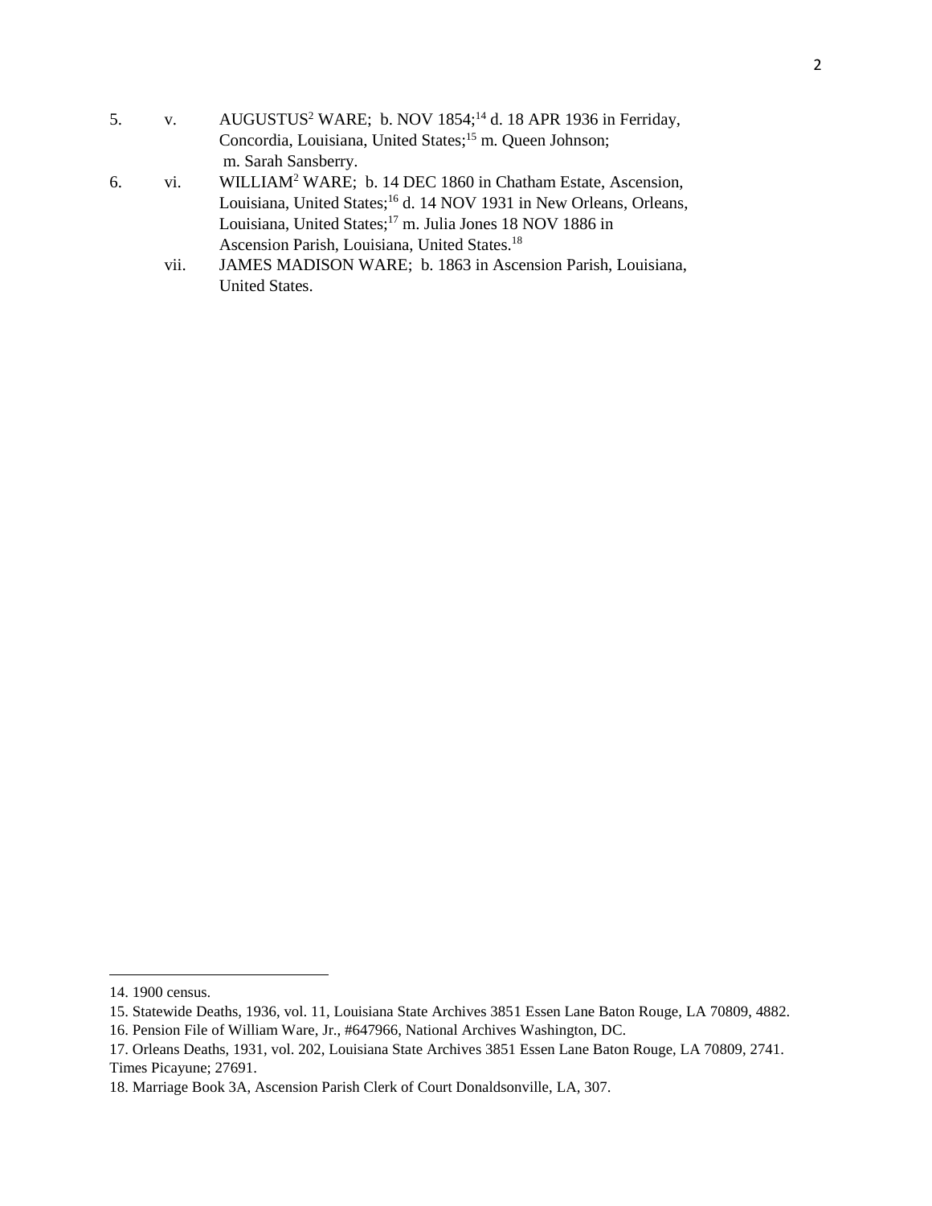5. v. AUGUSTUS[2] WARE; b. NOV 1854;[14] d. 18 APR 1936 in Ferriday, Concordia, Louisiana, United States;[15] m. Queen Johnson; m. Sarah Sansberry.

6. vi. WILLIAM[2] WARE; b. 14 DEC 1860 in Chatham Estate, Ascension, Louisiana, United States;[16] d. 14 NOV 1931 in New Orleans, Orleans, Louisiana, United States;[17] m. Julia Jones 18 NOV 1886 in Ascension Parish, Louisiana, United States.[18]

vii. JAMES MADISON WARE; b. 1863 in Ascension Parish, Louisiana, United States.

---

14. 1900 census.

15. Statewide Deaths, 1936, vol. 11, Louisiana State Archives 3851 Essen Lane Baton Rouge, LA 70809, 4882.

16. Pension File of William Ware, Jr., #647966, National Archives Washington, DC.

17. Orleans Deaths, 1931, vol. 202, Louisiana State Archives 3851 Essen Lane Baton Rouge, LA 70809, 2741. Times Picayune; 27691.

18. Marriage Book 3A, Ascension Parish Clerk of Court Donaldsonville, LA, 307.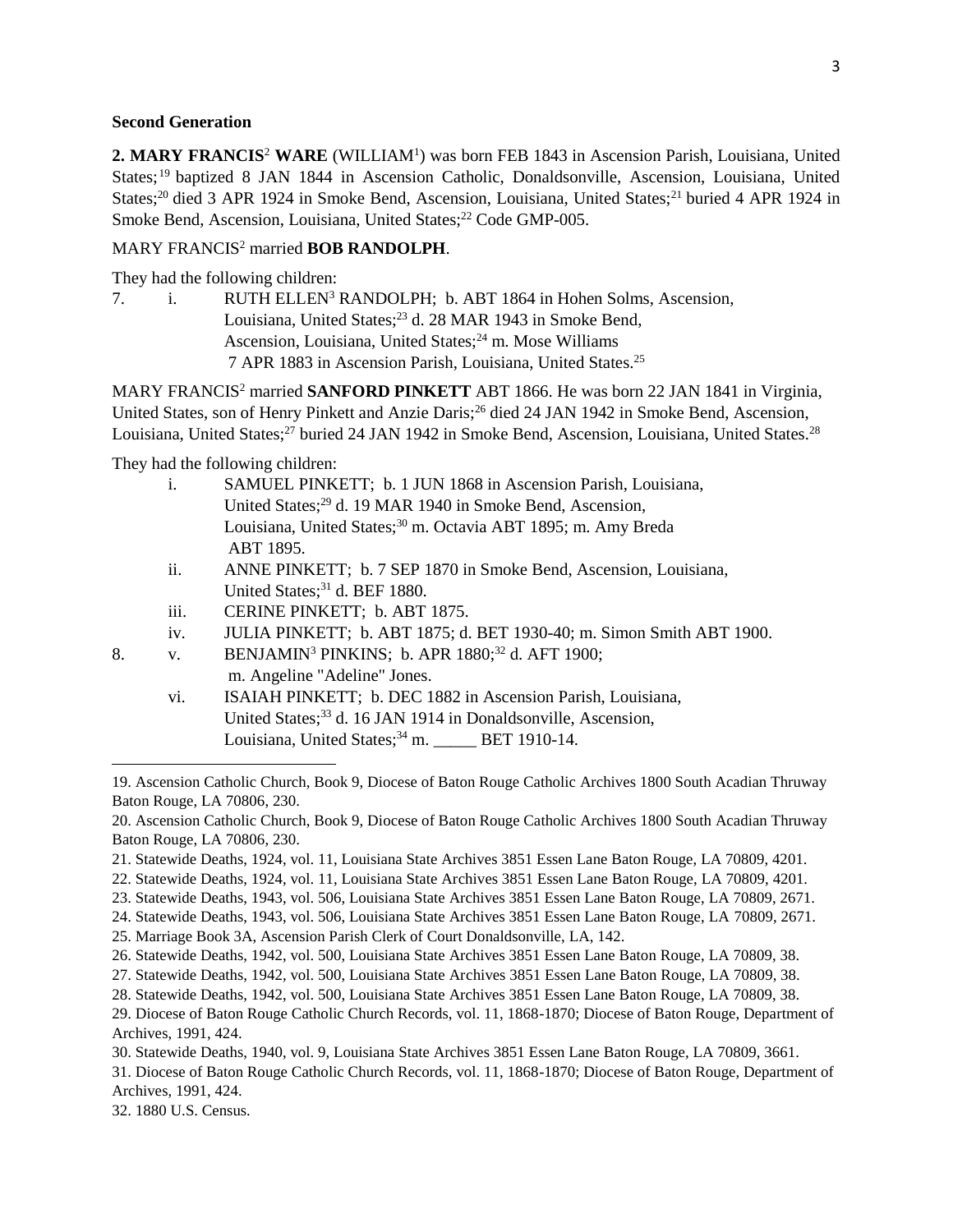**Second Generation**

**2. MARY FRANCIS[2] WARE** (WILLIAM[1]) was born FEB 1843 in Ascension Parish, Louisiana, United States;[19] baptized 8 JAN 1844 in Ascension Catholic, Donaldsonville, Ascension, Louisiana, United States;[20] died 3 APR 1924 in Smoke Bend, Ascension, Louisiana, United States;[21] buried 4 APR 1924 in Smoke Bend, Ascension, Louisiana, United States;[22] Code GMP-005.

MARY FRANCIS[2] married **BOB RANDOLPH**.

They had the following children:

7. i. RUTH ELLEN[3] RANDOLPH; b. ABT 1864 in Hohen Solms, Ascension, Louisiana, United States;[23] d. 28 MAR 1943 in Smoke Bend, Ascension, Louisiana, United States;[24] m. Mose Williams 7 APR 1883 in Ascension Parish, Louisiana, United States.[25]

MARY FRANCIS[2] married **SANFORD PINKETT** ABT 1866. He was born 22 JAN 1841 in Virginia, United States, son of Henry Pinkett and Anzie Daris;[26] died 24 JAN 1942 in Smoke Bend, Ascension, Louisiana, United States;[27] buried 24 JAN 1942 in Smoke Bend, Ascension, Louisiana, United States.[28]

They had the following children:

- i. SAMUEL PINKETT; b. 1 JUN 1868 in Ascension Parish, Louisiana, United States;[29] d. 19 MAR 1940 in Smoke Bend, Ascension, Louisiana, United States;[30] m. Octavia ABT 1895; m. Amy Breda ABT 1895.
- ii. ANNE PINKETT; b. 7 SEP 1870 in Smoke Bend, Ascension, Louisiana, United States;[31] d. BEF 1880.
- iii. CERINE PINKETT; b. ABT 1875.
- iv. JULIA PINKETT; b. ABT 1875; d. BET 1930-40; m. Simon Smith ABT 1900.

8. v. BENJAMIN[3] PINKINS; b. APR 1880;[32] d. AFT 1900; m. Angeline "Adeline" Jones.

- vi. ISAIAH PINKETT; b. DEC 1882 in Ascension Parish, Louisiana, United States;[33] d. 16 JAN 1914 in Donaldsonville, Ascension, Louisiana, United States;[34] m. _____ BET 1910-14.

---

19. Ascension Catholic Church, Book 9, Diocese of Baton Rouge Catholic Archives 1800 South Acadian Thruway Baton Rouge, LA 70806, 230.
20. Ascension Catholic Church, Book 9, Diocese of Baton Rouge Catholic Archives 1800 South Acadian Thruway Baton Rouge, LA 70806, 230.
21. Statewide Deaths, 1924, vol. 11, Louisiana State Archives 3851 Essen Lane Baton Rouge, LA 70809, 4201.
22. Statewide Deaths, 1924, vol. 11, Louisiana State Archives 3851 Essen Lane Baton Rouge, LA 70809, 4201.
23. Statewide Deaths, 1943, vol. 506, Louisiana State Archives 3851 Essen Lane Baton Rouge, LA 70809, 2671.
24. Statewide Deaths, 1943, vol. 506, Louisiana State Archives 3851 Essen Lane Baton Rouge, LA 70809, 2671.
25. Marriage Book 3A, Ascension Parish Clerk of Court Donaldsonville, LA, 142.
26. Statewide Deaths, 1942, vol. 500, Louisiana State Archives 3851 Essen Lane Baton Rouge, LA 70809, 38.
27. Statewide Deaths, 1942, vol. 500, Louisiana State Archives 3851 Essen Lane Baton Rouge, LA 70809, 38.
28. Statewide Deaths, 1942, vol. 500, Louisiana State Archives 3851 Essen Lane Baton Rouge, LA 70809, 38.
29. Diocese of Baton Rouge Catholic Church Records, vol. 11, 1868-1870; Diocese of Baton Rouge, Department of Archives, 1991, 424.
30. Statewide Deaths, 1940, vol. 9, Louisiana State Archives 3851 Essen Lane Baton Rouge, LA 70809, 3661.
31. Diocese of Baton Rouge Catholic Church Records, vol. 11, 1868-1870; Diocese of Baton Rouge, Department of Archives, 1991, 424.
32. 1880 U.S. Census.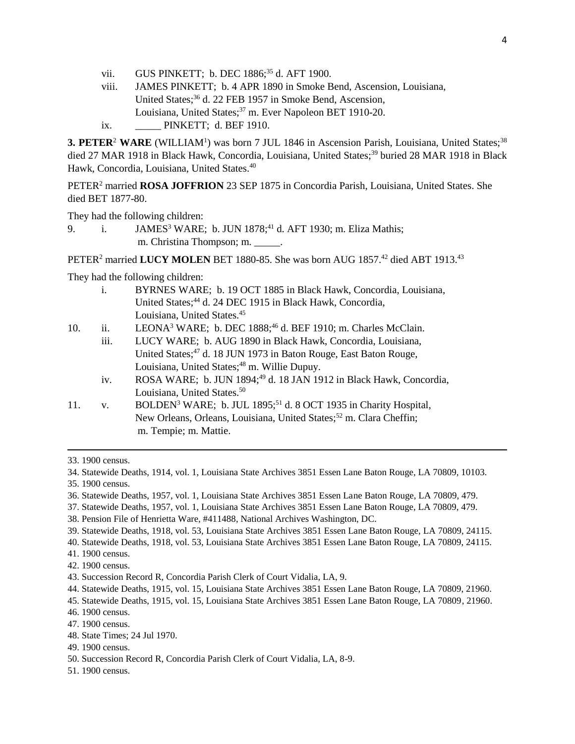vii. GUS PINKETT; b. DEC 1886;[35] d. AFT 1900.

viii. JAMES PINKETT; b. 4 APR 1890 in Smoke Bend, Ascension, Louisiana, United States;[36] d. 22 FEB 1957 in Smoke Bend, Ascension, Louisiana, United States;[37] m. Ever Napoleon BET 1910-20.

ix. _____ PINKETT; d. BEF 1910.

**3. PETER**[2] **WARE** (WILLIAM[1]) was born 7 JUL 1846 in Ascension Parish, Louisiana, United States;[38] died 27 MAR 1918 in Black Hawk, Concordia, Louisiana, United States;[39] buried 28 MAR 1918 in Black Hawk, Concordia, Louisiana, United States.[40]

PETER[2] married **ROSA JOFFRION** 23 SEP 1875 in Concordia Parish, Louisiana, United States. She died BET 1877-80.

They had the following children:

9. i. JAMES[3] WARE; b. JUN 1878;[41] d. AFT 1930; m. Eliza Mathis; m. Christina Thompson; m. _____.

PETER[2] married **LUCY MOLEN** BET 1880-85. She was born AUG 1857.[42] died ABT 1913.[43]

They had the following children:

i. BYRNES WARE; b. 19 OCT 1885 in Black Hawk, Concordia, Louisiana, United States;[44] d. 24 DEC 1915 in Black Hawk, Concordia, Louisiana, United States.[45]

10. ii. LEONA[3] WARE; b. DEC 1888;[46] d. BEF 1910; m. Charles McClain.

iii. LUCY WARE; b. AUG 1890 in Black Hawk, Concordia, Louisiana, United States;[47] d. 18 JUN 1973 in Baton Rouge, East Baton Rouge, Louisiana, United States;[48] m. Willie Dupuy.

iv. ROSA WARE; b. JUN 1894;[49] d. 18 JAN 1912 in Black Hawk, Concordia, Louisiana, United States.[50]

11. v. BOLDEN[3] WARE; b. JUL 1895;[51] d. 8 OCT 1935 in Charity Hospital, New Orleans, Orleans, Louisiana, United States;[52] m. Clara Cheffin; m. Tempie; m. Mattie.

---

33. 1900 census.
34. Statewide Deaths, 1914, vol. 1, Louisiana State Archives 3851 Essen Lane Baton Rouge, LA 70809, 10103.
35. 1900 census.
36. Statewide Deaths, 1957, vol. 1, Louisiana State Archives 3851 Essen Lane Baton Rouge, LA 70809, 479.
37. Statewide Deaths, 1957, vol. 1, Louisiana State Archives 3851 Essen Lane Baton Rouge, LA 70809, 479.
38. Pension File of Henrietta Ware, #411488, National Archives Washington, DC.
39. Statewide Deaths, 1918, vol. 53, Louisiana State Archives 3851 Essen Lane Baton Rouge, LA 70809, 24115.
40. Statewide Deaths, 1918, vol. 53, Louisiana State Archives 3851 Essen Lane Baton Rouge, LA 70809, 24115.
41. 1900 census.
42. 1900 census.
43. Succession Record R, Concordia Parish Clerk of Court Vidalia, LA, 9.
44. Statewide Deaths, 1915, vol. 15, Louisiana State Archives 3851 Essen Lane Baton Rouge, LA 70809, 21960.
45. Statewide Deaths, 1915, vol. 15, Louisiana State Archives 3851 Essen Lane Baton Rouge, LA 70809, 21960.
46. 1900 census.
47. 1900 census.
48. State Times; 24 Jul 1970.
49. 1900 census.
50. Succession Record R, Concordia Parish Clerk of Court Vidalia, LA, 8-9.
51. 1900 census.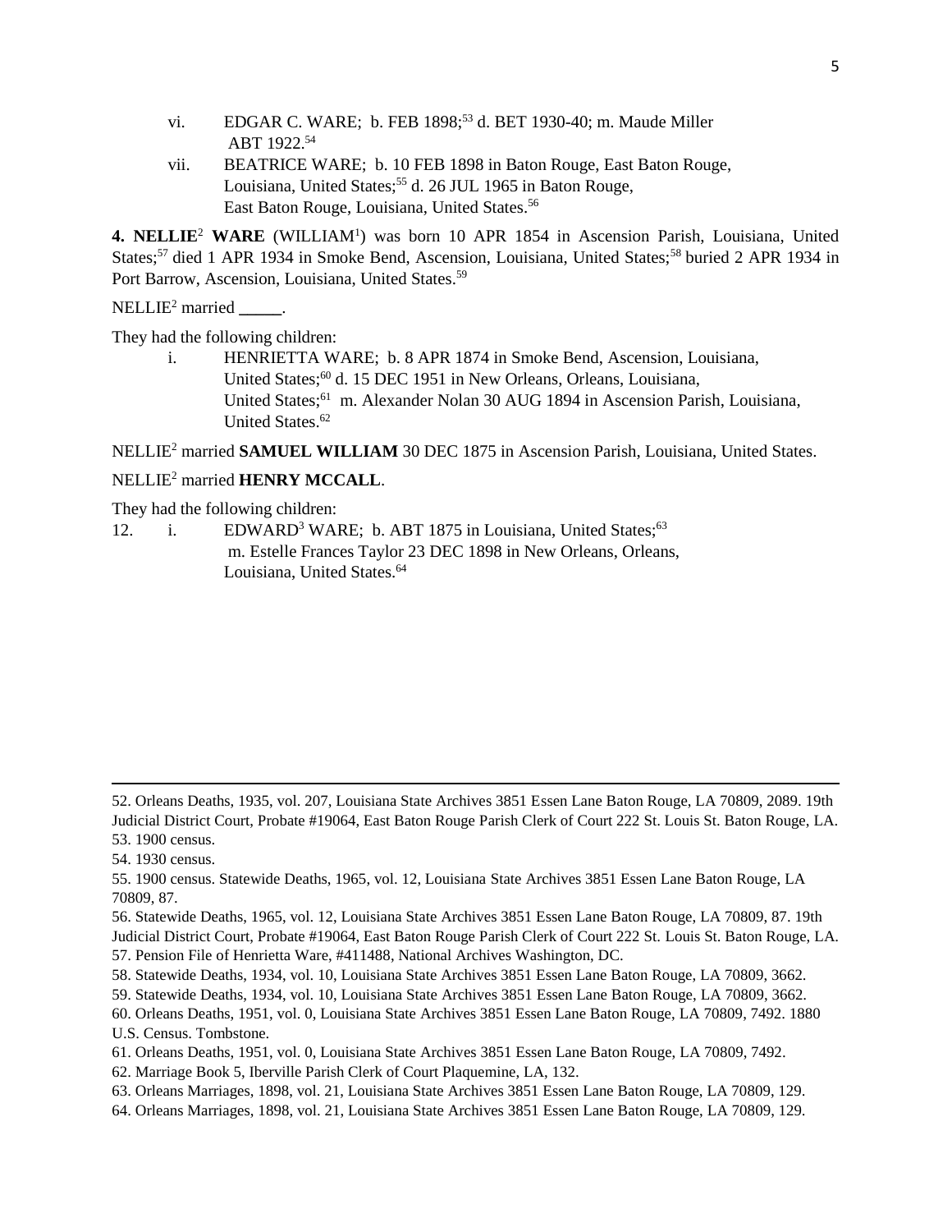vi. EDGAR C. WARE; b. FEB 1898;[53] d. BET 1930-40; m. Maude Miller ABT 1922.[54]

vii. BEATRICE WARE; b. 10 FEB 1898 in Baton Rouge, East Baton Rouge, Louisiana, United States;[55] d. 26 JUL 1965 in Baton Rouge, East Baton Rouge, Louisiana, United States.[56]

**4. NELLIE**[2] **WARE** (WILLIAM[1]) was born 10 APR 1854 in Ascension Parish, Louisiana, United States;[57] died 1 APR 1934 in Smoke Bend, Ascension, Louisiana, United States;[58] buried 2 APR 1934 in Port Barrow, Ascension, Louisiana, United States.[59]

NELLIE[2] married **_____**.

They had the following children:

i. HENRIETTA WARE; b. 8 APR 1874 in Smoke Bend, Ascension, Louisiana, United States;[60] d. 15 DEC 1951 in New Orleans, Orleans, Louisiana, United States;[61] m. Alexander Nolan 30 AUG 1894 in Ascension Parish, Louisiana, United States.[62]

NELLIE[2] married **SAMUEL WILLIAM** 30 DEC 1875 in Ascension Parish, Louisiana, United States.

NELLIE[2] married **HENRY MCCALL**.

They had the following children:

12. i. EDWARD[3] WARE; b. ABT 1875 in Louisiana, United States;[63] m. Estelle Frances Taylor 23 DEC 1898 in New Orleans, Orleans, Louisiana, United States.[64]

---

52. Orleans Deaths, 1935, vol. 207, Louisiana State Archives 3851 Essen Lane Baton Rouge, LA 70809, 2089. 19th Judicial District Court, Probate #19064, East Baton Rouge Parish Clerk of Court 222 St. Louis St. Baton Rouge, LA.
53. 1900 census.
54. 1930 census.
55. 1900 census. Statewide Deaths, 1965, vol. 12, Louisiana State Archives 3851 Essen Lane Baton Rouge, LA 70809, 87.
56. Statewide Deaths, 1965, vol. 12, Louisiana State Archives 3851 Essen Lane Baton Rouge, LA 70809, 87. 19th Judicial District Court, Probate #19064, East Baton Rouge Parish Clerk of Court 222 St. Louis St. Baton Rouge, LA.
57. Pension File of Henrietta Ware, #411488, National Archives Washington, DC.
58. Statewide Deaths, 1934, vol. 10, Louisiana State Archives 3851 Essen Lane Baton Rouge, LA 70809, 3662.
59. Statewide Deaths, 1934, vol. 10, Louisiana State Archives 3851 Essen Lane Baton Rouge, LA 70809, 3662.
60. Orleans Deaths, 1951, vol. 0, Louisiana State Archives 3851 Essen Lane Baton Rouge, LA 70809, 7492. 1880 U.S. Census. Tombstone.
61. Orleans Deaths, 1951, vol. 0, Louisiana State Archives 3851 Essen Lane Baton Rouge, LA 70809, 7492.
62. Marriage Book 5, Iberville Parish Clerk of Court Plaquemine, LA, 132.
63. Orleans Marriages, 1898, vol. 21, Louisiana State Archives 3851 Essen Lane Baton Rouge, LA 70809, 129.
64. Orleans Marriages, 1898, vol. 21, Louisiana State Archives 3851 Essen Lane Baton Rouge, LA 70809, 129.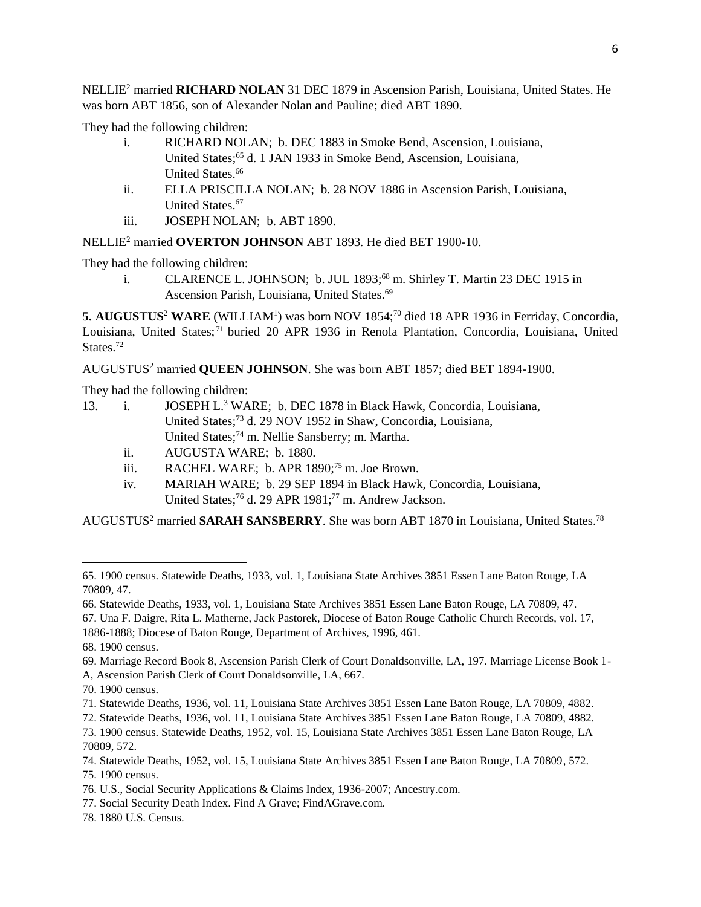NELLIE[2] married **RICHARD NOLAN** 31 DEC 1879 in Ascension Parish, Louisiana, United States. He was born ABT 1856, son of Alexander Nolan and Pauline; died ABT 1890.

They had the following children:

- i. RICHARD NOLAN; b. DEC 1883 in Smoke Bend, Ascension, Louisiana, United States;[65] d. 1 JAN 1933 in Smoke Bend, Ascension, Louisiana, United States.[66]
- ii. ELLA PRISCILLA NOLAN; b. 28 NOV 1886 in Ascension Parish, Louisiana, United States.[67]
- iii. JOSEPH NOLAN; b. ABT 1890.

NELLIE[2] married **OVERTON JOHNSON** ABT 1893. He died BET 1900-10.

They had the following children:

- i. CLARENCE L. JOHNSON; b. JUL 1893;[68] m. Shirley T. Martin 23 DEC 1915 in Ascension Parish, Louisiana, United States.[69]

**5. AUGUSTUS[2] WARE** (WILLIAM[1]) was born NOV 1854;[70] died 18 APR 1936 in Ferriday, Concordia, Louisiana, United States;[71] buried 20 APR 1936 in Renola Plantation, Concordia, Louisiana, United States.[72]

AUGUSTUS[2] married **QUEEN JOHNSON**. She was born ABT 1857; died BET 1894-1900.

They had the following children:

- 13. i. JOSEPH L.[3] WARE; b. DEC 1878 in Black Hawk, Concordia, Louisiana, United States;[73] d. 29 NOV 1952 in Shaw, Concordia, Louisiana, United States;[74] m. Nellie Sansberry; m. Martha.
- ii. AUGUSTA WARE; b. 1880.
- iii. RACHEL WARE; b. APR 1890;[75] m. Joe Brown.
- iv. MARIAH WARE; b. 29 SEP 1894 in Black Hawk, Concordia, Louisiana, United States;[76] d. 29 APR 1981;[77] m. Andrew Jackson.

AUGUSTUS[2] married **SARAH SANSBERRY**. She was born ABT 1870 in Louisiana, United States.[78]

---

65. 1900 census. Statewide Deaths, 1933, vol. 1, Louisiana State Archives 3851 Essen Lane Baton Rouge, LA 70809, 47.
66. Statewide Deaths, 1933, vol. 1, Louisiana State Archives 3851 Essen Lane Baton Rouge, LA 70809, 47.
67. Una F. Daigre, Rita L. Matherne, Jack Pastorek, Diocese of Baton Rouge Catholic Church Records, vol. 17, 1886-1888; Diocese of Baton Rouge, Department of Archives, 1996, 461.
68. 1900 census.
69. Marriage Record Book 8, Ascension Parish Clerk of Court Donaldsonville, LA, 197. Marriage License Book 1-A, Ascension Parish Clerk of Court Donaldsonville, LA, 667.
70. 1900 census.
71. Statewide Deaths, 1936, vol. 11, Louisiana State Archives 3851 Essen Lane Baton Rouge, LA 70809, 4882.
72. Statewide Deaths, 1936, vol. 11, Louisiana State Archives 3851 Essen Lane Baton Rouge, LA 70809, 4882.
73. 1900 census. Statewide Deaths, 1952, vol. 15, Louisiana State Archives 3851 Essen Lane Baton Rouge, LA 70809, 572.
74. Statewide Deaths, 1952, vol. 15, Louisiana State Archives 3851 Essen Lane Baton Rouge, LA 70809, 572.
75. 1900 census.
76. U.S., Social Security Applications & Claims Index, 1936-2007; Ancestry.com.
77. Social Security Death Index. Find A Grave; FindAGrave.com.
78. 1880 U.S. Census.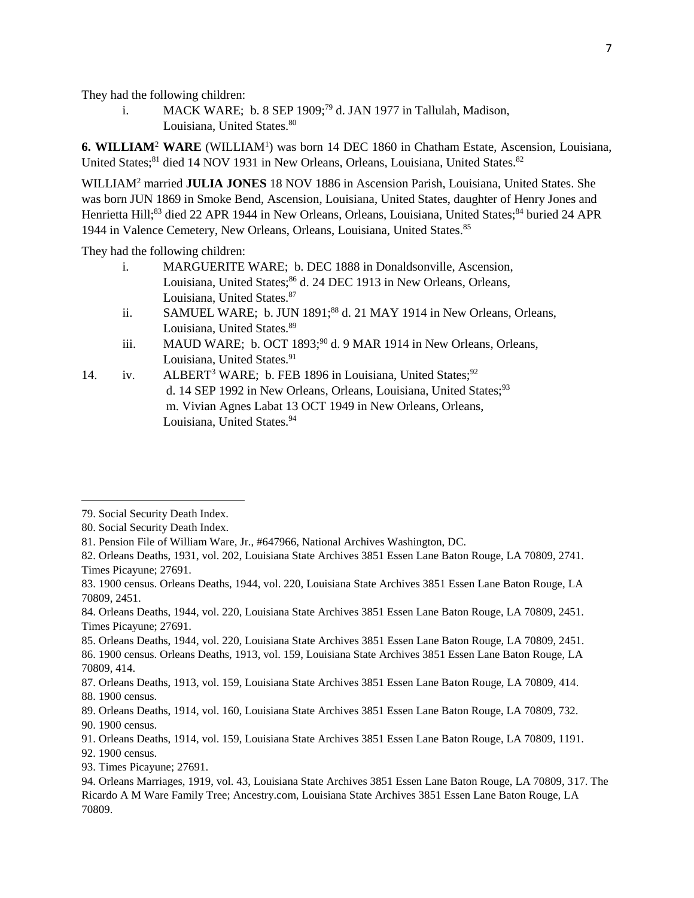They had the following children:

i. MACK WARE; b. 8 SEP 1909;[79] d. JAN 1977 in Tallulah, Madison, Louisiana, United States.[80]

**6. WILLIAM[2] WARE** (WILLIAM[1]) was born 14 DEC 1860 in Chatham Estate, Ascension, Louisiana, United States;[81] died 14 NOV 1931 in New Orleans, Orleans, Louisiana, United States.[82]

WILLIAM[2] married **JULIA JONES** 18 NOV 1886 in Ascension Parish, Louisiana, United States. She was born JUN 1869 in Smoke Bend, Ascension, Louisiana, United States, daughter of Henry Jones and Henrietta Hill;[83] died 22 APR 1944 in New Orleans, Orleans, Louisiana, United States;[84] buried 24 APR 1944 in Valence Cemetery, New Orleans, Orleans, Louisiana, United States.[85]

They had the following children:

i. MARGUERITE WARE; b. DEC 1888 in Donaldsonville, Ascension, Louisiana, United States;[86] d. 24 DEC 1913 in New Orleans, Orleans, Louisiana, United States.[87]

ii. SAMUEL WARE; b. JUN 1891;[88] d. 21 MAY 1914 in New Orleans, Orleans, Louisiana, United States.[89]

iii. MAUD WARE; b. OCT 1893;[90] d. 9 MAR 1914 in New Orleans, Orleans, Louisiana, United States.[91]

14. iv. ALBERT[3] WARE; b. FEB 1896 in Louisiana, United States;[92] d. 14 SEP 1992 in New Orleans, Orleans, Louisiana, United States;[93] m. Vivian Agnes Labat 13 OCT 1949 in New Orleans, Orleans, Louisiana, United States.[94]

---

79. Social Security Death Index.
80. Social Security Death Index.
81. Pension File of William Ware, Jr., #647966, National Archives Washington, DC.
82. Orleans Deaths, 1931, vol. 202, Louisiana State Archives 3851 Essen Lane Baton Rouge, LA 70809, 2741. Times Picayune; 27691.
83. 1900 census. Orleans Deaths, 1944, vol. 220, Louisiana State Archives 3851 Essen Lane Baton Rouge, LA 70809, 2451.
84. Orleans Deaths, 1944, vol. 220, Louisiana State Archives 3851 Essen Lane Baton Rouge, LA 70809, 2451. Times Picayune; 27691.
85. Orleans Deaths, 1944, vol. 220, Louisiana State Archives 3851 Essen Lane Baton Rouge, LA 70809, 2451.
86. 1900 census. Orleans Deaths, 1913, vol. 159, Louisiana State Archives 3851 Essen Lane Baton Rouge, LA 70809, 414.
87. Orleans Deaths, 1913, vol. 159, Louisiana State Archives 3851 Essen Lane Baton Rouge, LA 70809, 414.
88. 1900 census.
89. Orleans Deaths, 1914, vol. 160, Louisiana State Archives 3851 Essen Lane Baton Rouge, LA 70809, 732.
90. 1900 census.
91. Orleans Deaths, 1914, vol. 159, Louisiana State Archives 3851 Essen Lane Baton Rouge, LA 70809, 1191.
92. 1900 census.
93. Times Picayune; 27691.
94. Orleans Marriages, 1919, vol. 43, Louisiana State Archives 3851 Essen Lane Baton Rouge, LA 70809, 317. The Ricardo A M Ware Family Tree; Ancestry.com, Louisiana State Archives 3851 Essen Lane Baton Rouge, LA 70809.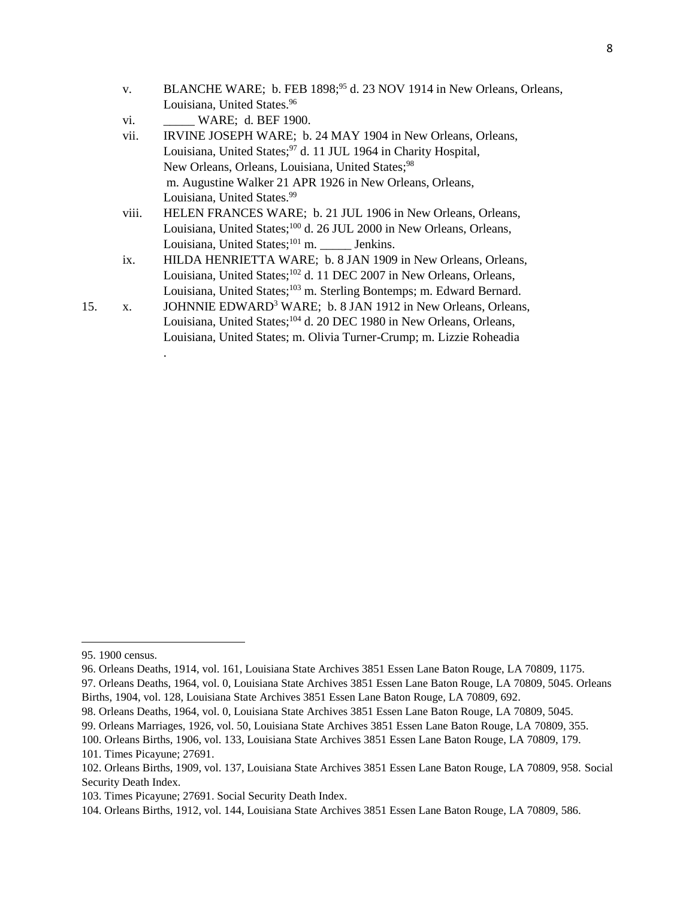v. BLANCHE WARE; b. FEB 1898;[95] d. 23 NOV 1914 in New Orleans, Orleans, Louisiana, United States.[96]

vi. _____ WARE; d. BEF 1900.

vii. IRVINE JOSEPH WARE; b. 24 MAY 1904 in New Orleans, Orleans, Louisiana, United States;[97] d. 11 JUL 1964 in Charity Hospital, New Orleans, Orleans, Louisiana, United States;[98] m. Augustine Walker 21 APR 1926 in New Orleans, Orleans, Louisiana, United States.[99]

viii. HELEN FRANCES WARE; b. 21 JUL 1906 in New Orleans, Orleans, Louisiana, United States;[100] d. 26 JUL 2000 in New Orleans, Orleans, Louisiana, United States;[101] m. _____ Jenkins.

ix. HILDA HENRIETTA WARE; b. 8 JAN 1909 in New Orleans, Orleans, Louisiana, United States;[102] d. 11 DEC 2007 in New Orleans, Orleans, Louisiana, United States;[103] m. Sterling Bontemps; m. Edward Bernard.

15. x. JOHNNIE EDWARD[3] WARE; b. 8 JAN 1912 in New Orleans, Orleans, Louisiana, United States;[104] d. 20 DEC 1980 in New Orleans, Orleans, Louisiana, United States; m. Olivia Turner-Crump; m. Lizzie Roheadia
.

---

95. 1900 census.

96. Orleans Deaths, 1914, vol. 161, Louisiana State Archives 3851 Essen Lane Baton Rouge, LA 70809, 1175.

97. Orleans Deaths, 1964, vol. 0, Louisiana State Archives 3851 Essen Lane Baton Rouge, LA 70809, 5045. Orleans Births, 1904, vol. 128, Louisiana State Archives 3851 Essen Lane Baton Rouge, LA 70809, 692.

98. Orleans Deaths, 1964, vol. 0, Louisiana State Archives 3851 Essen Lane Baton Rouge, LA 70809, 5045.

99. Orleans Marriages, 1926, vol. 50, Louisiana State Archives 3851 Essen Lane Baton Rouge, LA 70809, 355.

100. Orleans Births, 1906, vol. 133, Louisiana State Archives 3851 Essen Lane Baton Rouge, LA 70809, 179.

101. Times Picayune; 27691.

102. Orleans Births, 1909, vol. 137, Louisiana State Archives 3851 Essen Lane Baton Rouge, LA 70809, 958. Social Security Death Index.

103. Times Picayune; 27691. Social Security Death Index.

104. Orleans Births, 1912, vol. 144, Louisiana State Archives 3851 Essen Lane Baton Rouge, LA 70809, 586.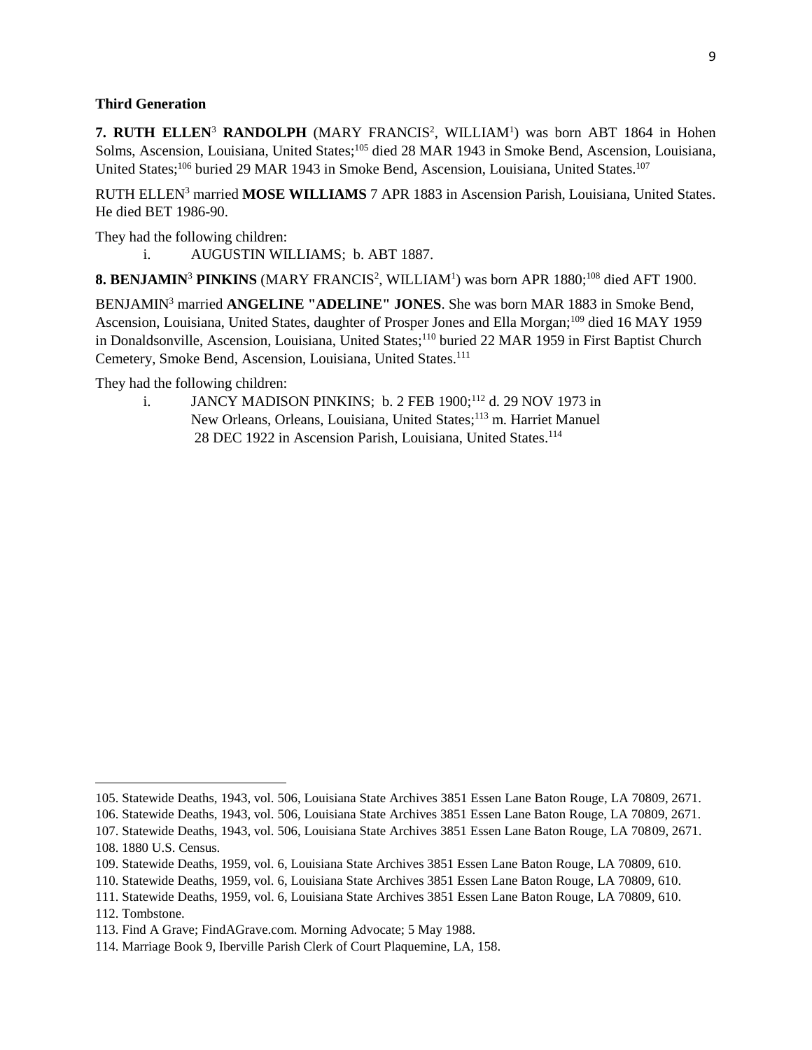**Third Generation**

**7. RUTH ELLEN**[3] **RANDOLPH** (MARY FRANCIS[2], WILLIAM[1]) was born ABT 1864 in Hohen Solms, Ascension, Louisiana, United States;[105] died 28 MAR 1943 in Smoke Bend, Ascension, Louisiana, United States;[106] buried 29 MAR 1943 in Smoke Bend, Ascension, Louisiana, United States.[107]

RUTH ELLEN[3] married **MOSE WILLIAMS** 7 APR 1883 in Ascension Parish, Louisiana, United States. He died BET 1986-90.

They had the following children:

i. AUGUSTIN WILLIAMS; b. ABT 1887.

**8. BENJAMIN**[3] **PINKINS** (MARY FRANCIS[2], WILLIAM[1]) was born APR 1880;[108] died AFT 1900.

BENJAMIN[3] married **ANGELINE "ADELINE" JONES**. She was born MAR 1883 in Smoke Bend, Ascension, Louisiana, United States, daughter of Prosper Jones and Ella Morgan;[109] died 16 MAY 1959 in Donaldsonville, Ascension, Louisiana, United States;[110] buried 22 MAR 1959 in First Baptist Church Cemetery, Smoke Bend, Ascension, Louisiana, United States.[111]

They had the following children:

i. JANCY MADISON PINKINS; b. 2 FEB 1900;[112] d. 29 NOV 1973 in New Orleans, Orleans, Louisiana, United States;[113] m. Harriet Manuel 28 DEC 1922 in Ascension Parish, Louisiana, United States.[114]

---

105. Statewide Deaths, 1943, vol. 506, Louisiana State Archives 3851 Essen Lane Baton Rouge, LA 70809, 2671.
106. Statewide Deaths, 1943, vol. 506, Louisiana State Archives 3851 Essen Lane Baton Rouge, LA 70809, 2671.
107. Statewide Deaths, 1943, vol. 506, Louisiana State Archives 3851 Essen Lane Baton Rouge, LA 70809, 2671.
108. 1880 U.S. Census.
109. Statewide Deaths, 1959, vol. 6, Louisiana State Archives 3851 Essen Lane Baton Rouge, LA 70809, 610.
110. Statewide Deaths, 1959, vol. 6, Louisiana State Archives 3851 Essen Lane Baton Rouge, LA 70809, 610.
111. Statewide Deaths, 1959, vol. 6, Louisiana State Archives 3851 Essen Lane Baton Rouge, LA 70809, 610.
112. Tombstone.
113. Find A Grave; FindAGrave.com. Morning Advocate; 5 May 1988.
114. Marriage Book 9, Iberville Parish Clerk of Court Plaquemine, LA, 158.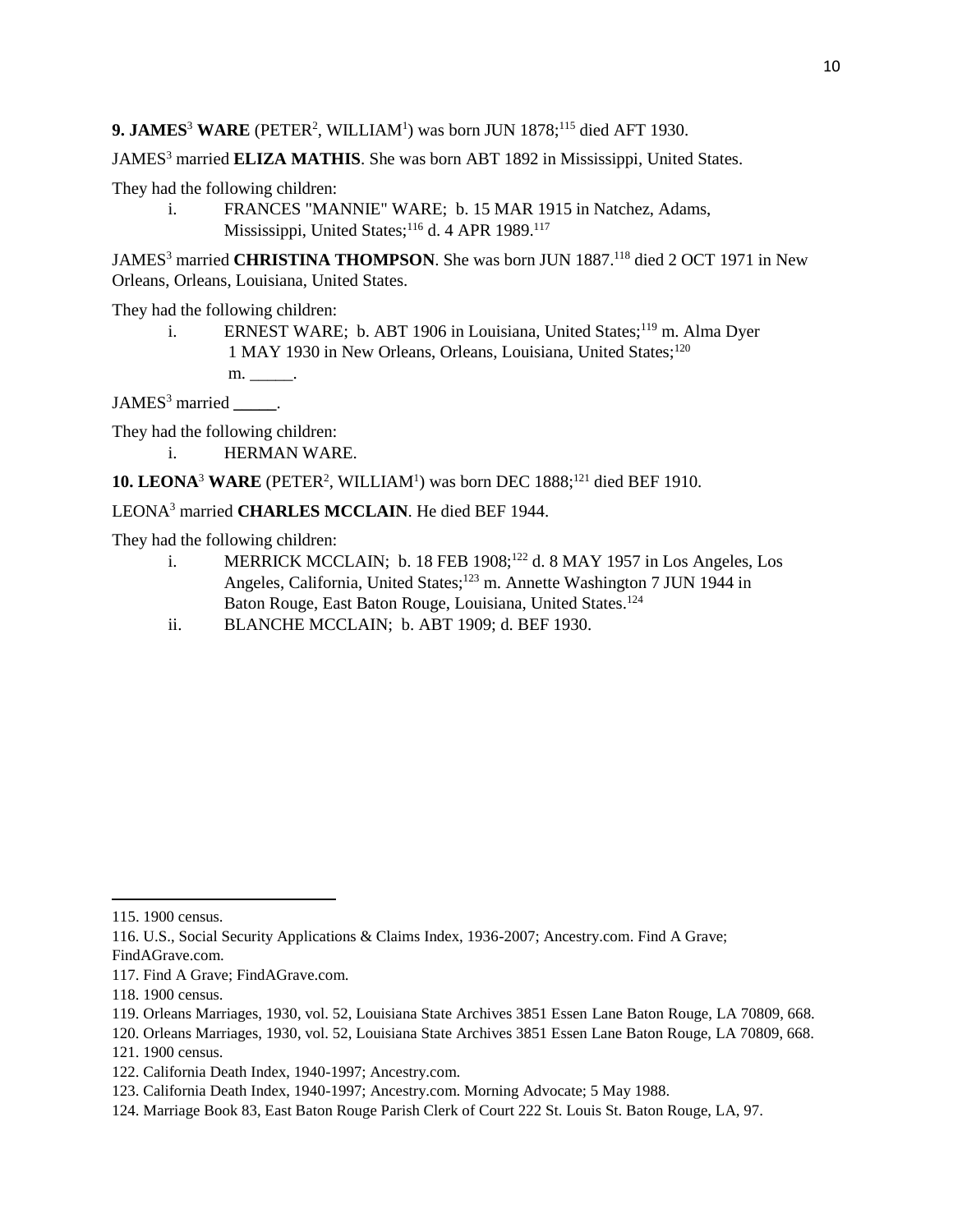**9. JAMES[3] WARE** (PETER[2], WILLIAM[1]) was born JUN 1878;[115] died AFT 1930.

JAMES[3] married **ELIZA MATHIS**. She was born ABT 1892 in Mississippi, United States.

They had the following children:

i. FRANCES "MANNIE" WARE; b. 15 MAR 1915 in Natchez, Adams, Mississippi, United States;[116] d. 4 APR 1989.[117]

JAMES[3] married **CHRISTINA THOMPSON**. She was born JUN 1887.[118] died 2 OCT 1971 in New Orleans, Orleans, Louisiana, United States.

They had the following children:

i. ERNEST WARE; b. ABT 1906 in Louisiana, United States;[119] m. Alma Dyer 1 MAY 1930 in New Orleans, Orleans, Louisiana, United States;[120] m. _____.

JAMES[3] married **_____**.

They had the following children:

i. HERMAN WARE.

**10. LEONA[3] WARE** (PETER[2], WILLIAM[1]) was born DEC 1888;[121] died BEF 1910.

LEONA[3] married **CHARLES MCCLAIN**. He died BEF 1944.

They had the following children:

i. MERRICK MCCLAIN; b. 18 FEB 1908;[122] d. 8 MAY 1957 in Los Angeles, Los Angeles, California, United States;[123] m. Annette Washington 7 JUN 1944 in Baton Rouge, East Baton Rouge, Louisiana, United States.[124]

ii. BLANCHE MCCLAIN; b. ABT 1909; d. BEF 1930.

---

115. 1900 census.
116. U.S., Social Security Applications & Claims Index, 1936-2007; Ancestry.com. Find A Grave; FindAGrave.com.
117. Find A Grave; FindAGrave.com.
118. 1900 census.
119. Orleans Marriages, 1930, vol. 52, Louisiana State Archives 3851 Essen Lane Baton Rouge, LA 70809, 668.
120. Orleans Marriages, 1930, vol. 52, Louisiana State Archives 3851 Essen Lane Baton Rouge, LA 70809, 668.
121. 1900 census.
122. California Death Index, 1940-1997; Ancestry.com.
123. California Death Index, 1940-1997; Ancestry.com. Morning Advocate; 5 May 1988.
124. Marriage Book 83, East Baton Rouge Parish Clerk of Court 222 St. Louis St. Baton Rouge, LA, 97.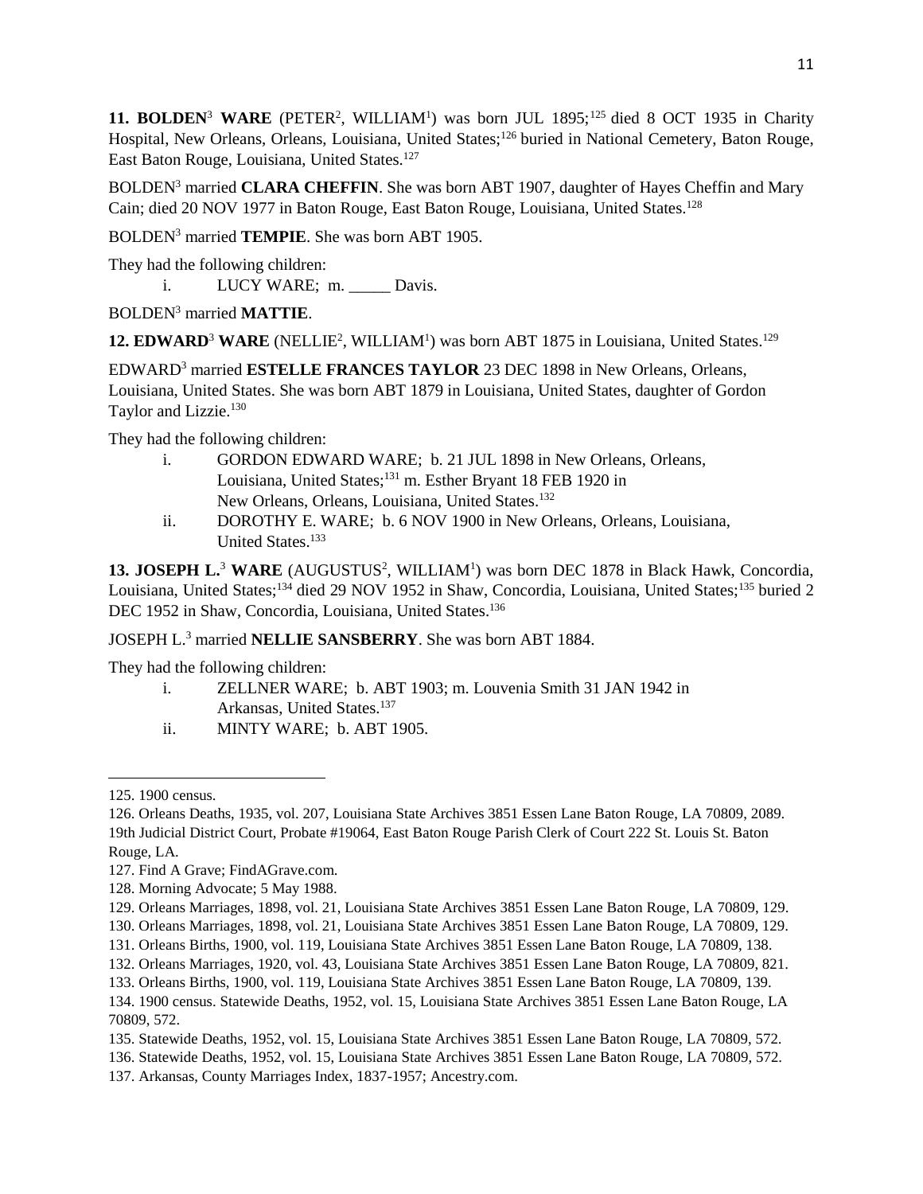**11. BOLDEN**[3] **WARE** (PETER[2], WILLIAM[1]) was born JUL 1895;[125] died 8 OCT 1935 in Charity Hospital, New Orleans, Orleans, Louisiana, United States;[126] buried in National Cemetery, Baton Rouge, East Baton Rouge, Louisiana, United States.[127]

BOLDEN[3] married **CLARA CHEFFIN**. She was born ABT 1907, daughter of Hayes Cheffin and Mary Cain; died 20 NOV 1977 in Baton Rouge, East Baton Rouge, Louisiana, United States.[128]

BOLDEN[3] married **TEMPIE**. She was born ABT 1905.

They had the following children:

- i. LUCY WARE; m. _____ Davis.

BOLDEN[3] married **MATTIE**.

**12. EDWARD**[3] **WARE** (NELLIE[2], WILLIAM[1]) was born ABT 1875 in Louisiana, United States.[129]

EDWARD[3] married **ESTELLE FRANCES TAYLOR** 23 DEC 1898 in New Orleans, Orleans, Louisiana, United States. She was born ABT 1879 in Louisiana, United States, daughter of Gordon Taylor and Lizzie.[130]

They had the following children:

- i. GORDON EDWARD WARE; b. 21 JUL 1898 in New Orleans, Orleans, Louisiana, United States;[131] m. Esther Bryant 18 FEB 1920 in New Orleans, Orleans, Louisiana, United States.[132]
- ii. DOROTHY E. WARE; b. 6 NOV 1900 in New Orleans, Orleans, Louisiana, United States.[133]

**13. JOSEPH L.**[3] **WARE** (AUGUSTUS[2], WILLIAM[1]) was born DEC 1878 in Black Hawk, Concordia, Louisiana, United States;[134] died 29 NOV 1952 in Shaw, Concordia, Louisiana, United States;[135] buried 2 DEC 1952 in Shaw, Concordia, Louisiana, United States.[136]

JOSEPH L.[3] married **NELLIE SANSBERRY**. She was born ABT 1884.

They had the following children:

- i. ZELLNER WARE; b. ABT 1903; m. Louvenia Smith 31 JAN 1942 in Arkansas, United States.[137]
- ii. MINTY WARE; b. ABT 1905.

---

125. 1900 census.

126. Orleans Deaths, 1935, vol. 207, Louisiana State Archives 3851 Essen Lane Baton Rouge, LA 70809, 2089. 19th Judicial District Court, Probate #19064, East Baton Rouge Parish Clerk of Court 222 St. Louis St. Baton Rouge, LA.

127. Find A Grave; FindAGrave.com.

128. Morning Advocate; 5 May 1988.

129. Orleans Marriages, 1898, vol. 21, Louisiana State Archives 3851 Essen Lane Baton Rouge, LA 70809, 129.

130. Orleans Marriages, 1898, vol. 21, Louisiana State Archives 3851 Essen Lane Baton Rouge, LA 70809, 129.

131. Orleans Births, 1900, vol. 119, Louisiana State Archives 3851 Essen Lane Baton Rouge, LA 70809, 138.

132. Orleans Marriages, 1920, vol. 43, Louisiana State Archives 3851 Essen Lane Baton Rouge, LA 70809, 821.

133. Orleans Births, 1900, vol. 119, Louisiana State Archives 3851 Essen Lane Baton Rouge, LA 70809, 139.

134. 1900 census. Statewide Deaths, 1952, vol. 15, Louisiana State Archives 3851 Essen Lane Baton Rouge, LA 70809, 572.

135. Statewide Deaths, 1952, vol. 15, Louisiana State Archives 3851 Essen Lane Baton Rouge, LA 70809, 572.

136. Statewide Deaths, 1952, vol. 15, Louisiana State Archives 3851 Essen Lane Baton Rouge, LA 70809, 572.

137. Arkansas, County Marriages Index, 1837-1957; Ancestry.com.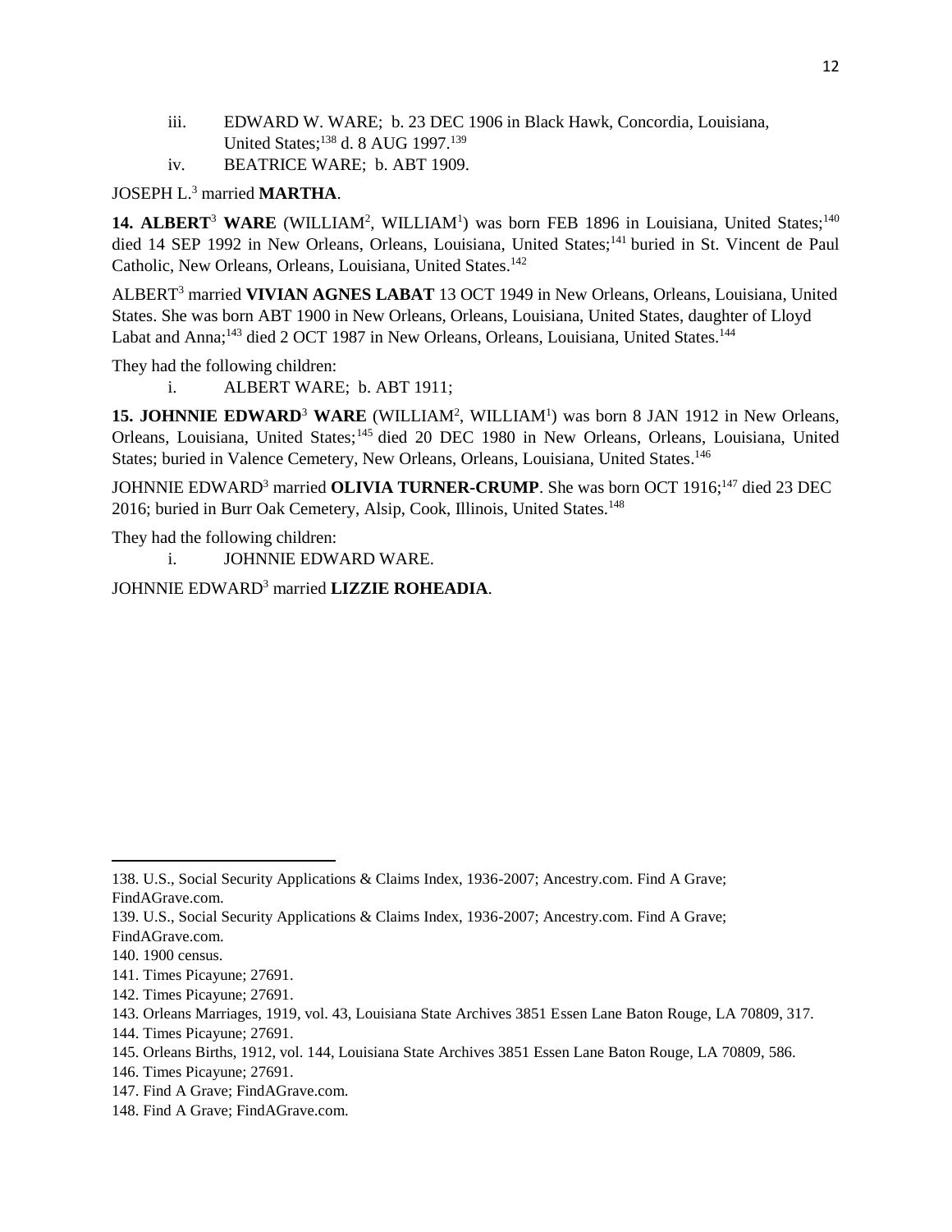iii. EDWARD W. WARE; b. 23 DEC 1906 in Black Hawk, Concordia, Louisiana, United States;[138] d. 8 AUG 1997.[139]

iv. BEATRICE WARE; b. ABT 1909.

JOSEPH L.[3] married **MARTHA**.

**14. ALBERT**[3] **WARE** (WILLIAM[2], WILLIAM[1]) was born FEB 1896 in Louisiana, United States;[140] died 14 SEP 1992 in New Orleans, Orleans, Louisiana, United States;[141] buried in St. Vincent de Paul Catholic, New Orleans, Orleans, Louisiana, United States.[142]

ALBERT[3] married **VIVIAN AGNES LABAT** 13 OCT 1949 in New Orleans, Orleans, Louisiana, United States. She was born ABT 1900 in New Orleans, Orleans, Louisiana, United States, daughter of Lloyd Labat and Anna;[143] died 2 OCT 1987 in New Orleans, Orleans, Louisiana, United States.[144]

They had the following children:

i. ALBERT WARE; b. ABT 1911;

**15. JOHNNIE EDWARD**[3] **WARE** (WILLIAM[2], WILLIAM[1]) was born 8 JAN 1912 in New Orleans, Orleans, Louisiana, United States;[145] died 20 DEC 1980 in New Orleans, Orleans, Louisiana, United States; buried in Valence Cemetery, New Orleans, Orleans, Louisiana, United States.[146]

JOHNNIE EDWARD[3] married **OLIVIA TURNER-CRUMP**. She was born OCT 1916;[147] died 23 DEC 2016; buried in Burr Oak Cemetery, Alsip, Cook, Illinois, United States.[148]

They had the following children:

i. JOHNNIE EDWARD WARE.

JOHNNIE EDWARD[3] married **LIZZIE ROHEADIA**.

---

138. U.S., Social Security Applications & Claims Index, 1936-2007; Ancestry.com. Find A Grave; FindAGrave.com.
139. U.S., Social Security Applications & Claims Index, 1936-2007; Ancestry.com. Find A Grave; FindAGrave.com.
140. 1900 census.
141. Times Picayune; 27691.
142. Times Picayune; 27691.
143. Orleans Marriages, 1919, vol. 43, Louisiana State Archives 3851 Essen Lane Baton Rouge, LA 70809, 317.
144. Times Picayune; 27691.
145. Orleans Births, 1912, vol. 144, Louisiana State Archives 3851 Essen Lane Baton Rouge, LA 70809, 586.
146. Times Picayune; 27691.
147. Find A Grave; FindAGrave.com.
148. Find A Grave; FindAGrave.com.